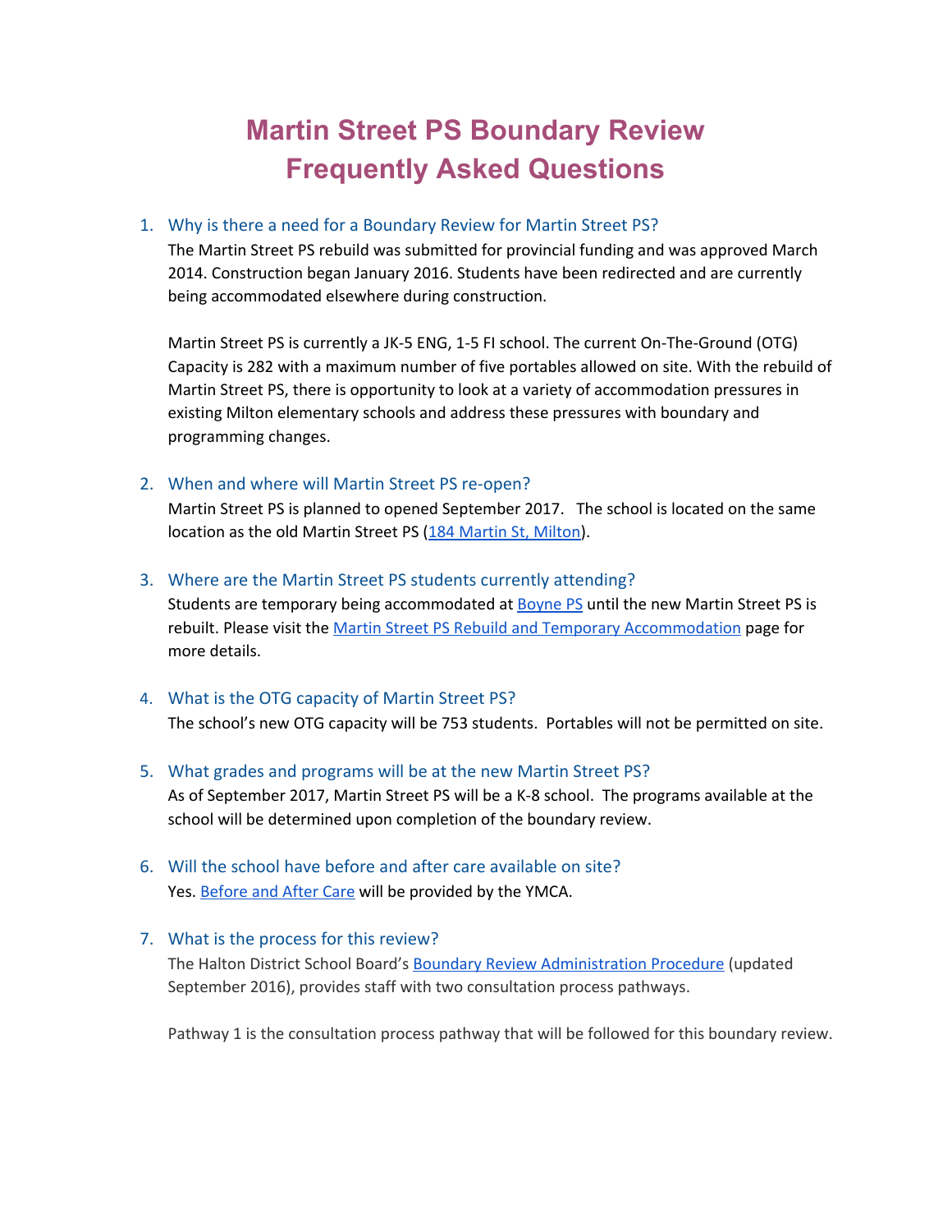# Martin Street PS Boundary Review Frequently Asked Questions

1. **Why is there a need for a Boundary Review for Martin Street PS?**

   The Martin Street PS rebuild was submitted for provincial funding and was approved March 2014. Construction began January 2016. Students have been redirected and are currently being accommodated elsewhere during construction.

   Martin Street PS is currently a JK-5 ENG, 1-5 FI school. The current On-The-Ground (OTG) Capacity is 282 with a maximum number of five portables allowed on site. With the rebuild of Martin Street PS, there is opportunity to look at a variety of accommodation pressures in existing Milton elementary schools and address these pressures with boundary and programming changes.

2. **When and where will Martin Street PS re-open?**

   Martin Street PS is planned to opened September 2017. The school is located on the same location as the old Martin Street PS (184 Martin St, Milton).

3. **Where are the Martin Street PS students currently attending?**

   Students are temporary being accommodated at Boyne PS until the new Martin Street PS is rebuilt. Please visit the Martin Street PS Rebuild and Temporary Accommodation page for more details.

4. **What is the OTG capacity of Martin Street PS?**

   The school's new OTG capacity will be 753 students. Portables will not be permitted on site.

5. **What grades and programs will be at the new Martin Street PS?**

   As of September 2017, Martin Street PS will be a K-8 school. The programs available at the school will be determined upon completion of the boundary review.

6. **Will the school have before and after care available on site?**

   Yes. Before and After Care will be provided by the YMCA.

7. **What is the process for this review?**

   The Halton District School Board's Boundary Review Administration Procedure (updated September 2016), provides staff with two consultation process pathways.

   Pathway 1 is the consultation process pathway that will be followed for this boundary review.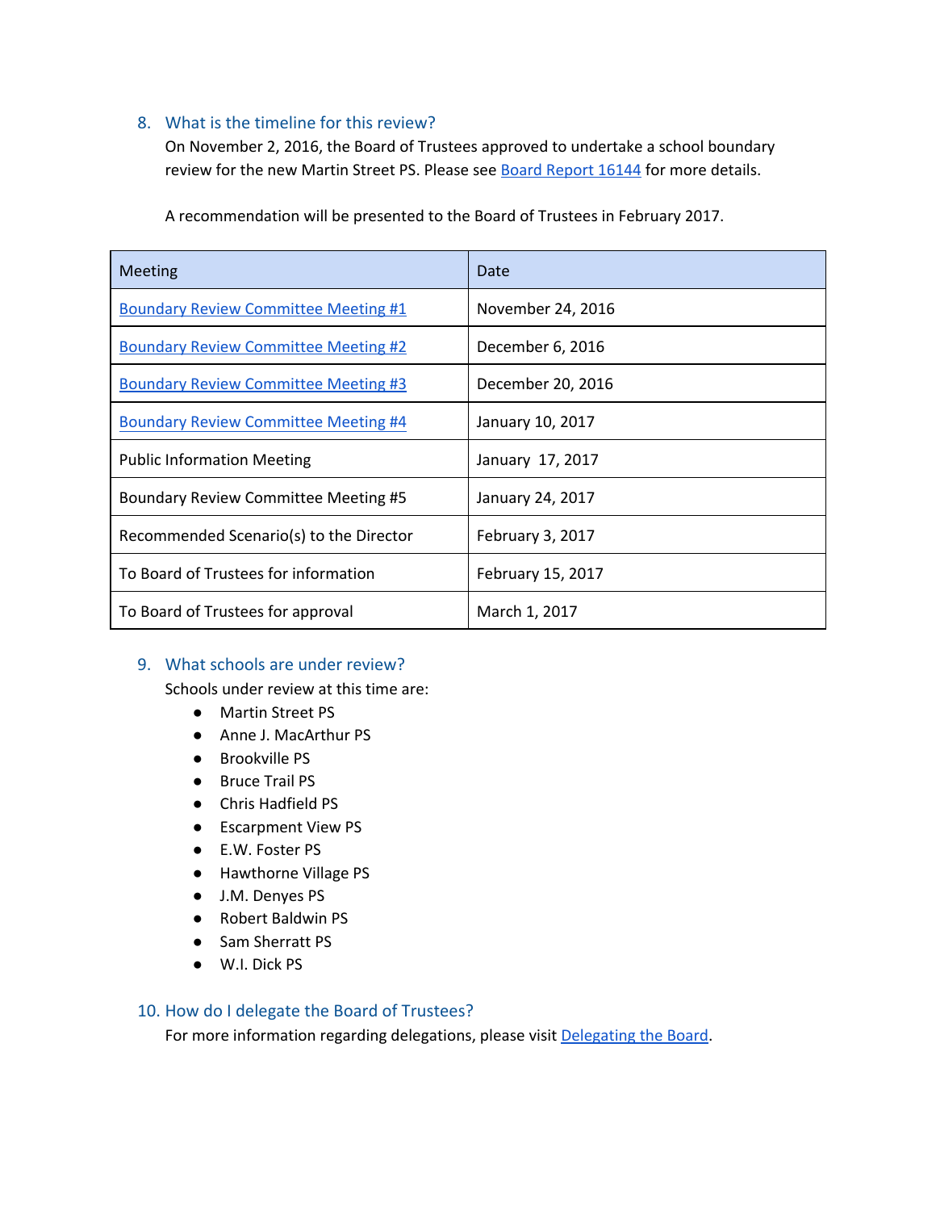## 8. What is the timeline for this review?

On November 2, 2016, the Board of Trustees approved to undertake a school boundary review for the new Martin Street PS. Please see Board Report 16144 for more details.

A recommendation will be presented to the Board of Trustees in February 2017.

| Meeting | Date |
| --- | --- |
| Boundary Review Committee Meeting #1 | November 24, 2016 |
| Boundary Review Committee Meeting #2 | December 6, 2016 |
| Boundary Review Committee Meeting #3 | December 20, 2016 |
| Boundary Review Committee Meeting #4 | January 10, 2017 |
| Public Information Meeting | January 17, 2017 |
| Boundary Review Committee Meeting #5 | January 24, 2017 |
| Recommended Scenario(s) to the Director | February 3, 2017 |
| To Board of Trustees for information | February 15, 2017 |
| To Board of Trustees for approval | March 1, 2017 |

## 9. What schools are under review?

Schools under review at this time are:

- Martin Street PS
- Anne J. MacArthur PS
- Brookville PS
- Bruce Trail PS
- Chris Hadfield PS
- Escarpment View PS
- E.W. Foster PS
- Hawthorne Village PS
- J.M. Denyes PS
- Robert Baldwin PS
- Sam Sherratt PS
- W.I. Dick PS

## 10. How do I delegate the Board of Trustees?

For more information regarding delegations, please visit Delegating the Board.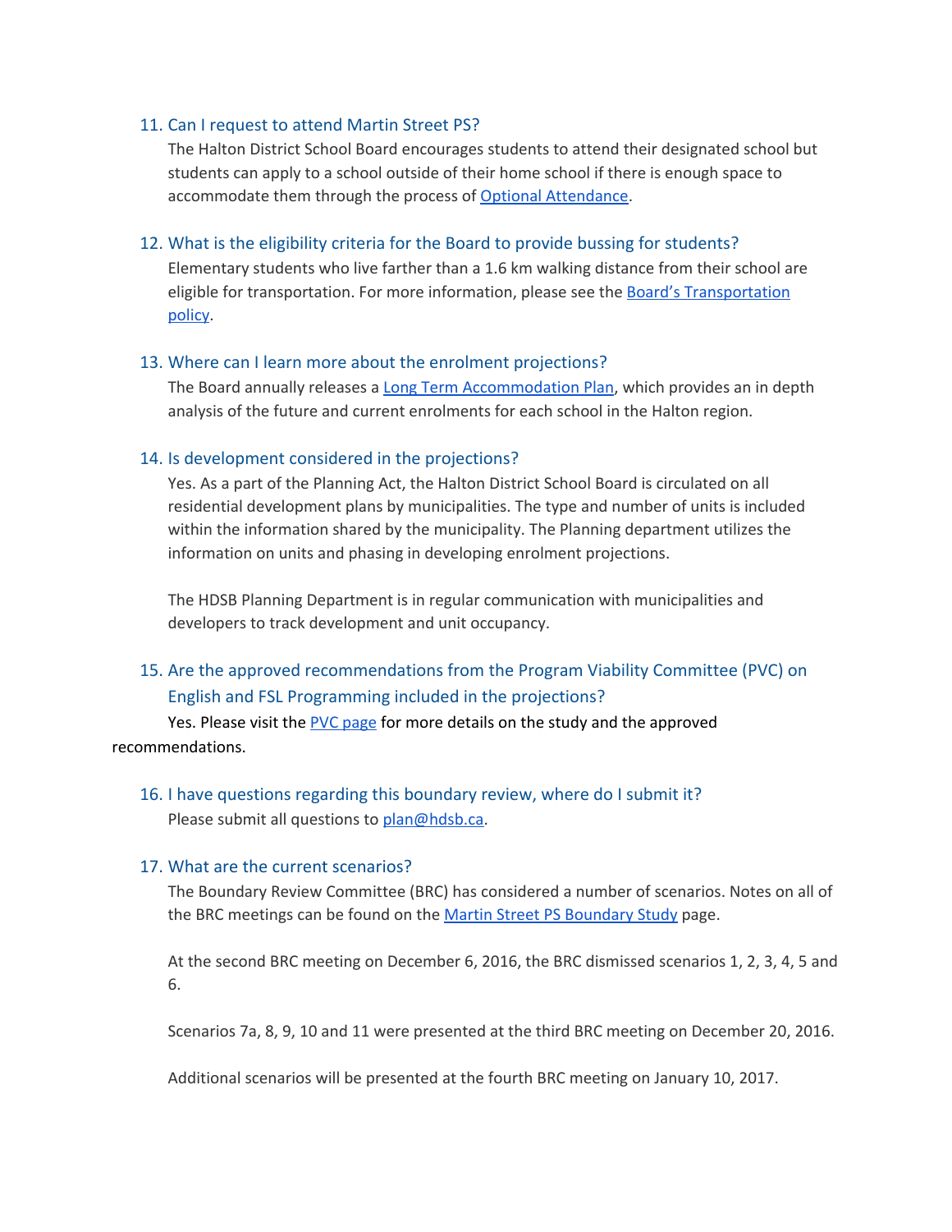### 11. Can I request to attend Martin Street PS?

The Halton District School Board encourages students to attend their designated school but students can apply to a school outside of their home school if there is enough space to accommodate them through the process of Optional Attendance.

### 12. What is the eligibility criteria for the Board to provide bussing for students?

Elementary students who live farther than a 1.6 km walking distance from their school are eligible for transportation. For more information, please see the Board's Transportation policy.

### 13. Where can I learn more about the enrolment projections?

The Board annually releases a Long Term Accommodation Plan, which provides an in depth analysis of the future and current enrolments for each school in the Halton region.

### 14. Is development considered in the projections?

Yes. As a part of the Planning Act, the Halton District School Board is circulated on all residential development plans by municipalities. The type and number of units is included within the information shared by the municipality. The Planning department utilizes the information on units and phasing in developing enrolment projections.

The HDSB Planning Department is in regular communication with municipalities and developers to track development and unit occupancy.

### 15. Are the approved recommendations from the Program Viability Committee (PVC) on English and FSL Programming included in the projections?

Yes. Please visit the PVC page for more details on the study and the approved recommendations.

### 16. I have questions regarding this boundary review, where do I submit it?

Please submit all questions to plan@hdsb.ca.

### 17. What are the current scenarios?

The Boundary Review Committee (BRC) has considered a number of scenarios. Notes on all of the BRC meetings can be found on the Martin Street PS Boundary Study page.

At the second BRC meeting on December 6, 2016, the BRC dismissed scenarios 1, 2, 3, 4, 5 and 6.

Scenarios 7a, 8, 9, 10 and 11 were presented at the third BRC meeting on December 20, 2016.

Additional scenarios will be presented at the fourth BRC meeting on January 10, 2017.